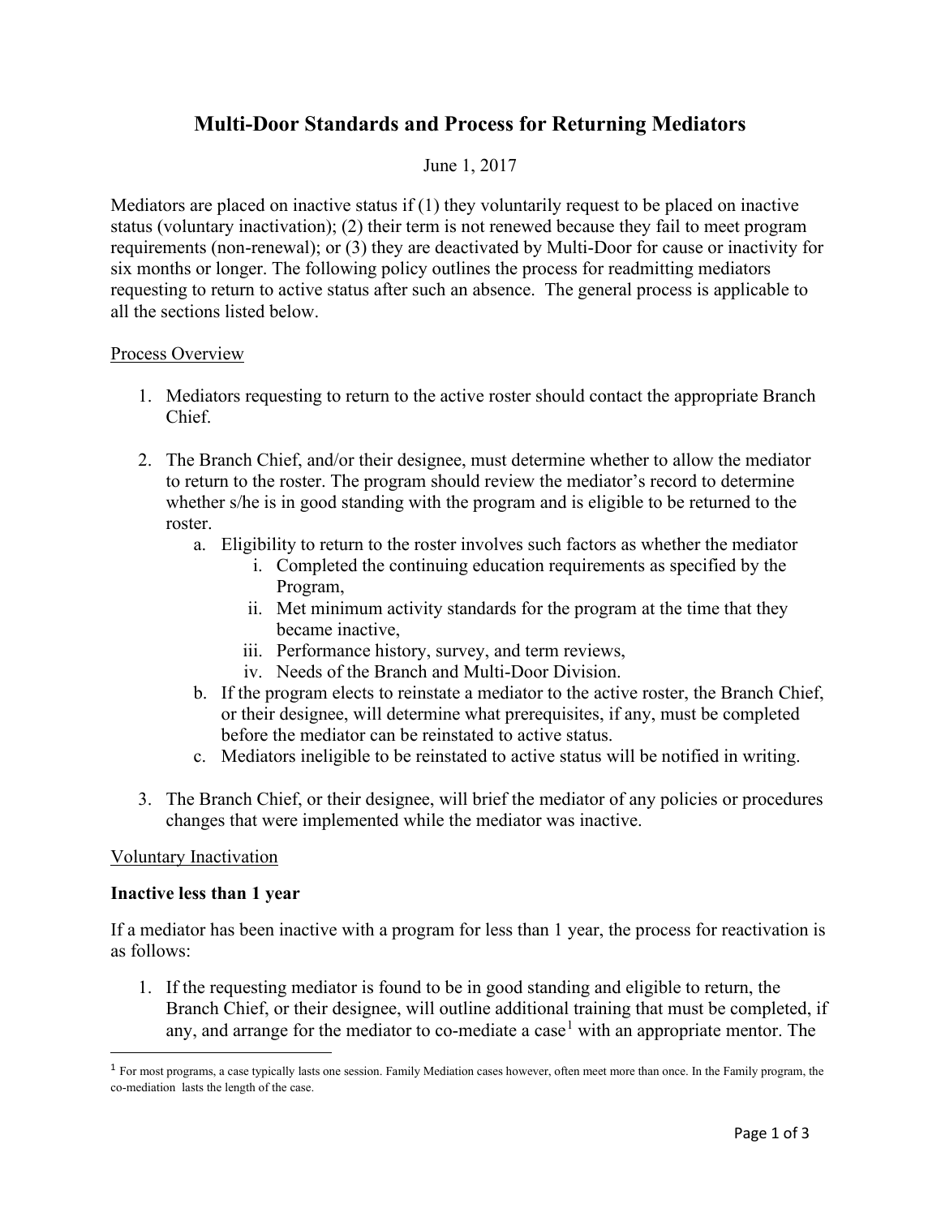# Multi-Door Standards and Process for Returning Mediators

June 1, 2017

Mediators are placed on inactive status if (1) they voluntarily request to be placed on inactive status (voluntary inactivation); (2) their term is not renewed because they fail to meet program requirements (non-renewal); or (3) they are deactivated by Multi-Door for cause or inactivity for six months or longer. The following policy outlines the process for readmitting mediators requesting to return to active status after such an absence. The general process is applicable to all the sections listed below.

## Process Overview

1. Mediators requesting to return to the active roster should contact the appropriate Branch Chief.

2. The Branch Chief, and/or their designee, must determine whether to allow the mediator to return to the roster. The program should review the mediator's record to determine whether s/he is in good standing with the program and is eligible to be returned to the roster.
   a. Eligibility to return to the roster involves such factors as whether the mediator
      i. Completed the continuing education requirements as specified by the Program,
      ii. Met minimum activity standards for the program at the time that they became inactive,
      iii. Performance history, survey, and term reviews,
      iv. Needs of the Branch and Multi-Door Division.
   b. If the program elects to reinstate a mediator to the active roster, the Branch Chief, or their designee, will determine what prerequisites, if any, must be completed before the mediator can be reinstated to active status.
   c. Mediators ineligible to be reinstated to active status will be notified in writing.

3. The Branch Chief, or their designee, will brief the mediator of any policies or procedures changes that were implemented while the mediator was inactive.

## Voluntary Inactivation

### Inactive less than 1 year

If a mediator has been inactive with a program for less than 1 year, the process for reactivation is as follows:

1. If the requesting mediator is found to be in good standing and eligible to return, the Branch Chief, or their designee, will outline additional training that must be completed, if any, and arrange for the mediator to co-mediate a case[1] with an appropriate mentor. The

[1] For most programs, a case typically lasts one session. Family Mediation cases however, often meet more than once. In the Family program, the co-mediation lasts the length of the case.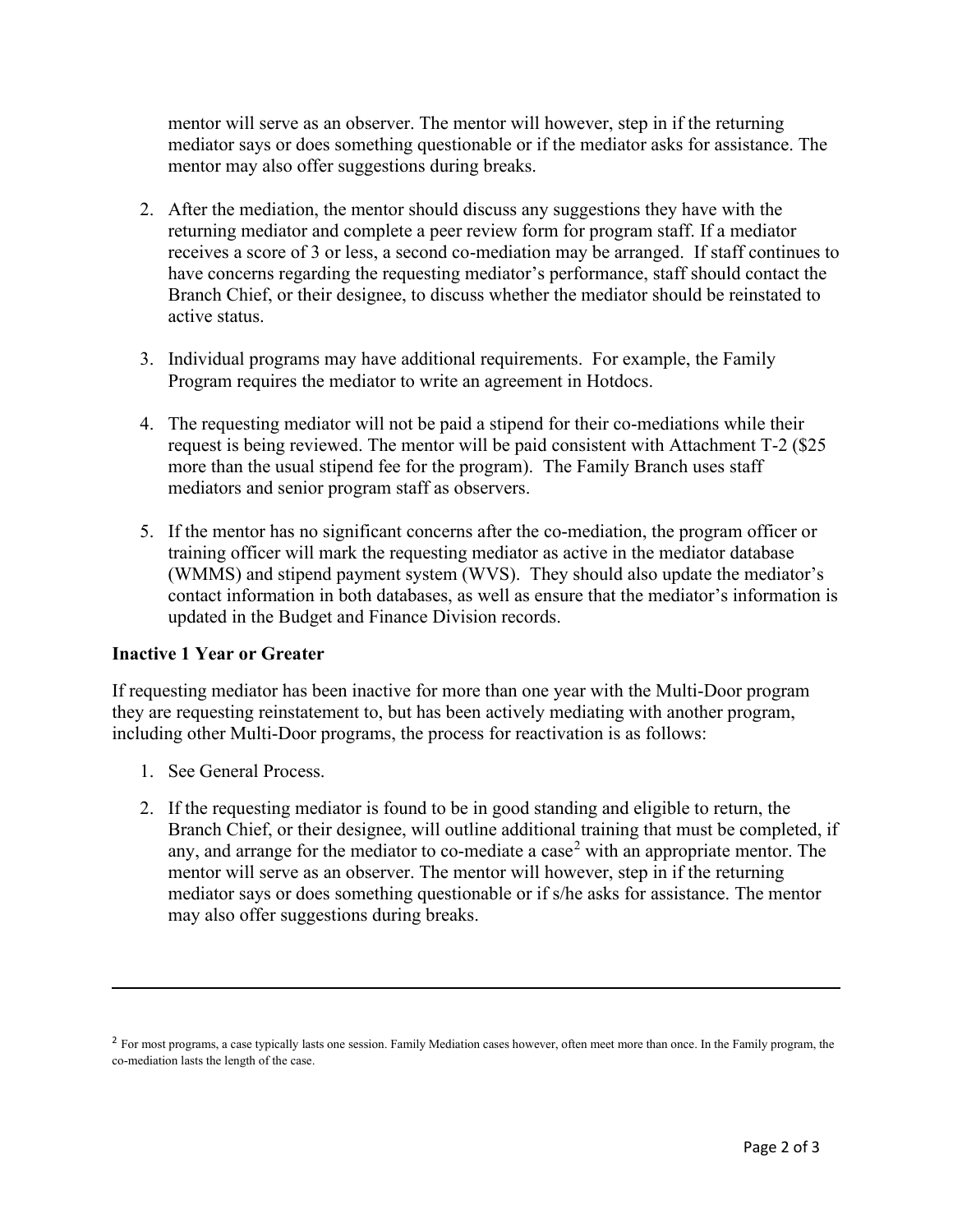mentor will serve as an observer. The mentor will however, step in if the returning mediator says or does something questionable or if the mediator asks for assistance. The mentor may also offer suggestions during breaks.

2. After the mediation, the mentor should discuss any suggestions they have with the returning mediator and complete a peer review form for program staff. If a mediator receives a score of 3 or less, a second co-mediation may be arranged. If staff continues to have concerns regarding the requesting mediator's performance, staff should contact the Branch Chief, or their designee, to discuss whether the mediator should be reinstated to active status.

3. Individual programs may have additional requirements. For example, the Family Program requires the mediator to write an agreement in Hotdocs.

4. The requesting mediator will not be paid a stipend for their co-mediations while their request is being reviewed. The mentor will be paid consistent with Attachment T-2 ($25 more than the usual stipend fee for the program). The Family Branch uses staff mediators and senior program staff as observers.

5. If the mentor has no significant concerns after the co-mediation, the program officer or training officer will mark the requesting mediator as active in the mediator database (WMMS) and stipend payment system (WVS). They should also update the mediator's contact information in both databases, as well as ensure that the mediator's information is updated in the Budget and Finance Division records.

**Inactive 1 Year or Greater**

If requesting mediator has been inactive for more than one year with the Multi-Door program they are requesting reinstatement to, but has been actively mediating with another program, including other Multi-Door programs, the process for reactivation is as follows:

1. See General Process.

2. If the requesting mediator is found to be in good standing and eligible to return, the Branch Chief, or their designee, will outline additional training that must be completed, if any, and arrange for the mediator to co-mediate a case[2] with an appropriate mentor. The mentor will serve as an observer. The mentor will however, step in if the returning mediator says or does something questionable or if s/he asks for assistance. The mentor may also offer suggestions during breaks.

---

[2] For most programs, a case typically lasts one session. Family Mediation cases however, often meet more than once. In the Family program, the co-mediation lasts the length of the case.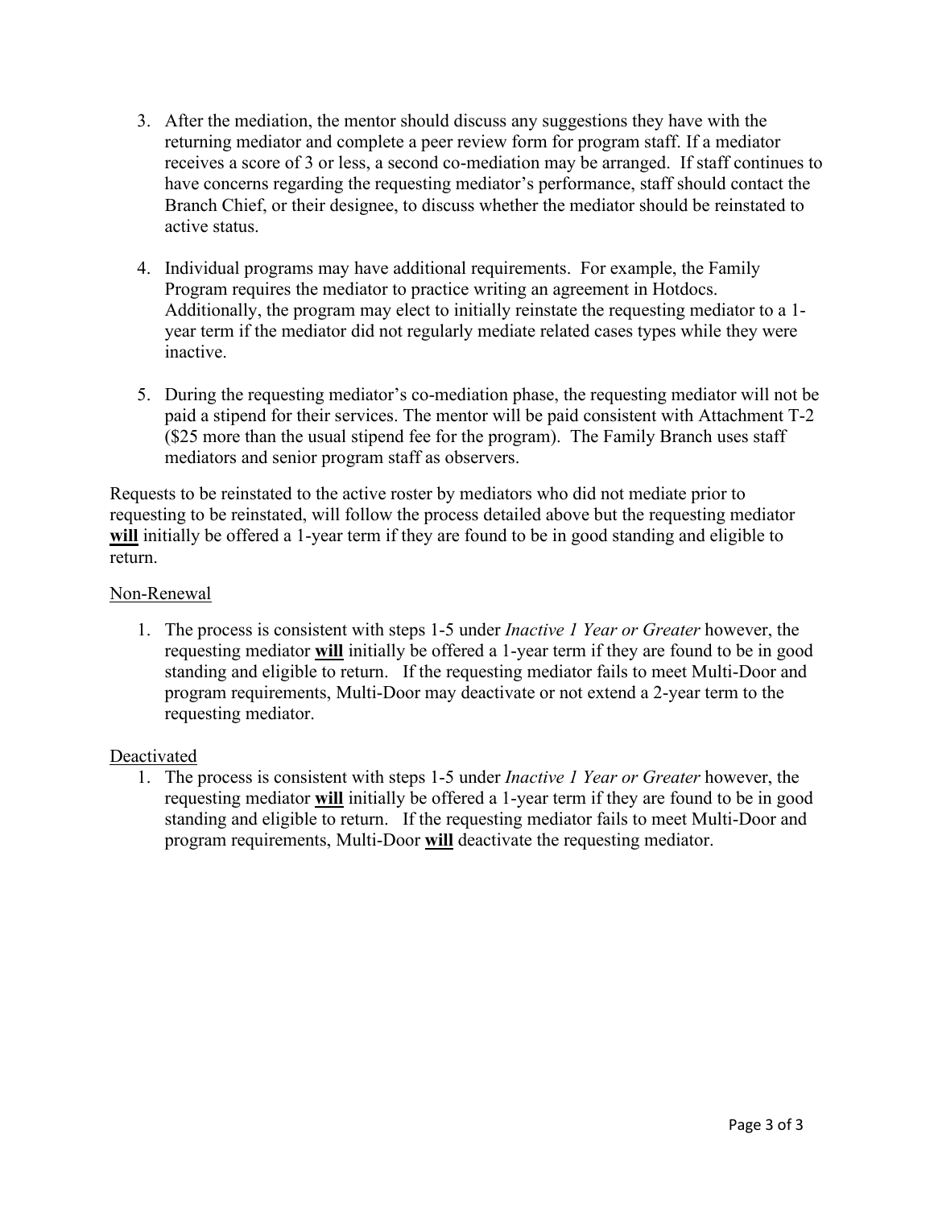3. After the mediation, the mentor should discuss any suggestions they have with the returning mediator and complete a peer review form for program staff. If a mediator receives a score of 3 or less, a second co-mediation may be arranged. If staff continues to have concerns regarding the requesting mediator's performance, staff should contact the Branch Chief, or their designee, to discuss whether the mediator should be reinstated to active status.

4. Individual programs may have additional requirements. For example, the Family Program requires the mediator to practice writing an agreement in Hotdocs. Additionally, the program may elect to initially reinstate the requesting mediator to a 1-year term if the mediator did not regularly mediate related cases types while they were inactive.

5. During the requesting mediator's co-mediation phase, the requesting mediator will not be paid a stipend for their services. The mentor will be paid consistent with Attachment T-2 ($25 more than the usual stipend fee for the program). The Family Branch uses staff mediators and senior program staff as observers.

Requests to be reinstated to the active roster by mediators who did not mediate prior to requesting to be reinstated, will follow the process detailed above but the requesting mediator **will** initially be offered a 1-year term if they are found to be in good standing and eligible to return.

Non-Renewal

1. The process is consistent with steps 1-5 under *Inactive 1 Year or Greater* however, the requesting mediator **will** initially be offered a 1-year term if they are found to be in good standing and eligible to return. If the requesting mediator fails to meet Multi-Door and program requirements, Multi-Door may deactivate or not extend a 2-year term to the requesting mediator.

Deactivated

1. The process is consistent with steps 1-5 under *Inactive 1 Year or Greater* however, the requesting mediator **will** initially be offered a 1-year term if they are found to be in good standing and eligible to return. If the requesting mediator fails to meet Multi-Door and program requirements, Multi-Door **will** deactivate the requesting mediator.